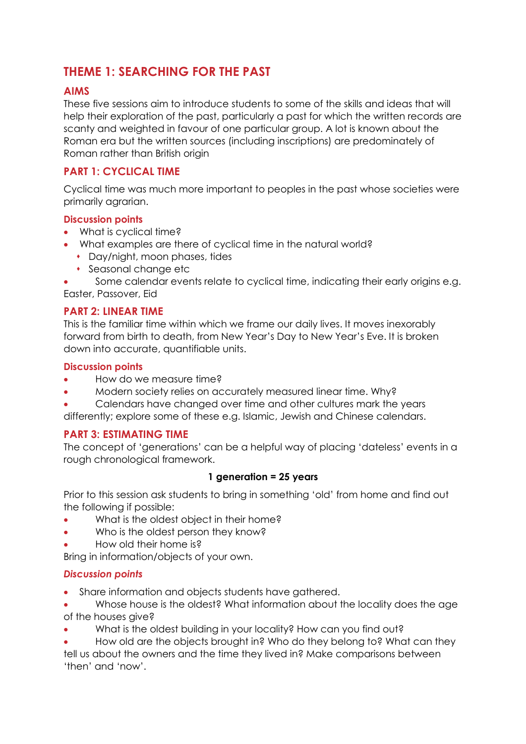# THEME 1: SEARCHING FOR THE PAST

## AIMS

These five sessions aim to introduce students to some of the skills and ideas that will help their exploration of the past, particularly a past for which the written records are scanty and weighted in favour of one particular group. A lot is known about the Roman era but the written sources (including inscriptions) are predominately of Roman rather than British origin

## PART 1: CYCLICAL TIME

Cyclical time was much more important to peoples in the past whose societies were primarily agrarian.

### Discussion points

- What is cyclical time?
- What examples are there of cyclical time in the natural world?
  - Day/night, moon phases, tides
  - Seasonal change etc
- Some calendar events relate to cyclical time, indicating their early origins e.g. Easter, Passover, Eid

## PART 2: LINEAR TIME

This is the familiar time within which we frame our daily lives. It moves inexorably forward from birth to death, from New Year's Day to New Year's Eve. It is broken down into accurate, quantifiable units.

### Discussion points

- How do we measure time?
- Modern society relies on accurately measured linear time. Why?
- Calendars have changed over time and other cultures mark the years differently; explore some of these e.g. Islamic, Jewish and Chinese calendars.

## PART 3: ESTIMATING TIME

The concept of 'generations' can be a helpful way of placing 'dateless' events in a rough chronological framework.

**1 generation = 25 years**

Prior to this session ask students to bring in something 'old' from home and find out the following if possible:

- What is the oldest object in their home?
- Who is the oldest person they know?
- How old their home is?

Bring in information/objects of your own.

### *Discussion points*

- Share information and objects students have gathered.
- Whose house is the oldest? What information about the locality does the age of the houses give?
- What is the oldest building in your locality? How can you find out?
- How old are the objects brought in? Who do they belong to? What can they tell us about the owners and the time they lived in? Make comparisons between 'then' and 'now'.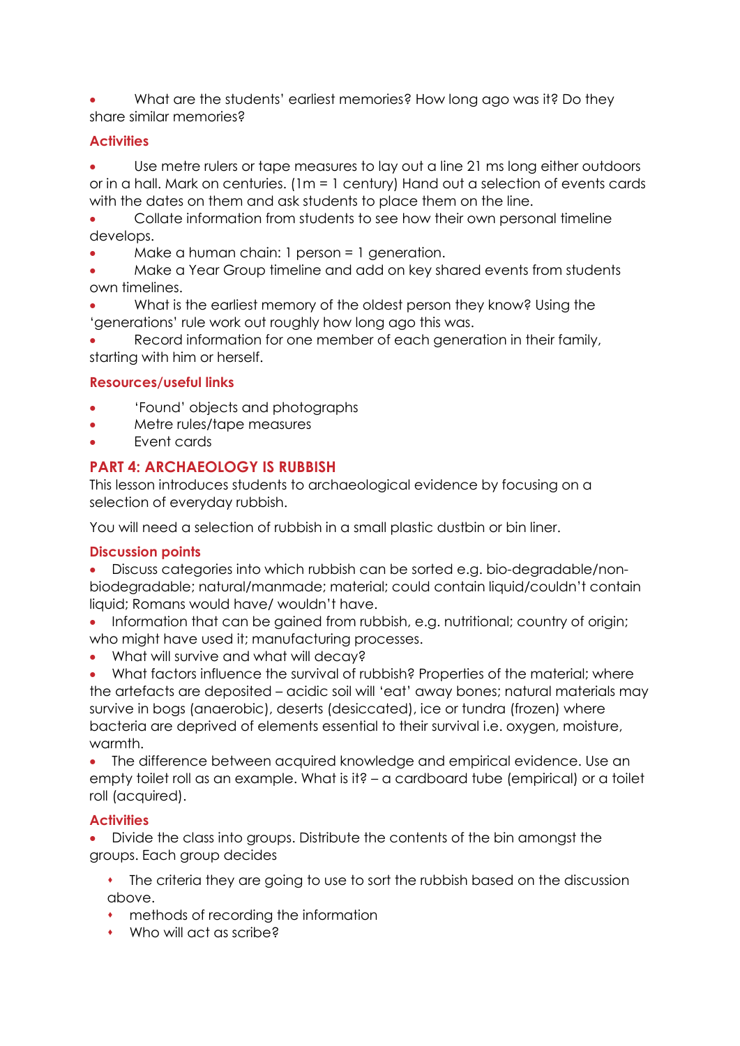- What are the students' earliest memories? How long ago was it? Do they share similar memories?

### Activities

- Use metre rulers or tape measures to lay out a line 21 ms long either outdoors or in a hall. Mark on centuries. (1m = 1 century) Hand out a selection of events cards with the dates on them and ask students to place them on the line.
- Collate information from students to see how their own personal timeline develops.
- Make a human chain: 1 person = 1 generation.
- Make a Year Group timeline and add on key shared events from students own timelines.
- What is the earliest memory of the oldest person they know? Using the 'generations' rule work out roughly how long ago this was.
- Record information for one member of each generation in their family, starting with him or herself.

### Resources/useful links

- 'Found' objects and photographs
- Metre rules/tape measures
- Event cards

## PART 4: ARCHAEOLOGY IS RUBBISH

This lesson introduces students to archaeological evidence by focusing on a selection of everyday rubbish.

You will need a selection of rubbish in a small plastic dustbin or bin liner.

### Discussion points

- Discuss categories into which rubbish can be sorted e.g. bio-degradable/non-biodegradable; natural/manmade; material; could contain liquid/couldn't contain liquid; Romans would have/ wouldn't have.
- Information that can be gained from rubbish, e.g. nutritional; country of origin; who might have used it; manufacturing processes.
- What will survive and what will decay?
- What factors influence the survival of rubbish? Properties of the material; where the artefacts are deposited – acidic soil will 'eat' away bones; natural materials may survive in bogs (anaerobic), deserts (desiccated), ice or tundra (frozen) where bacteria are deprived of elements essential to their survival i.e. oxygen, moisture, warmth.
- The difference between acquired knowledge and empirical evidence. Use an empty toilet roll as an example. What is it? – a cardboard tube (empirical) or a toilet roll (acquired).

### Activities

- Divide the class into groups. Distribute the contents of the bin amongst the groups. Each group decides
  - The criteria they are going to use to sort the rubbish based on the discussion above.
  - methods of recording the information
  - Who will act as scribe?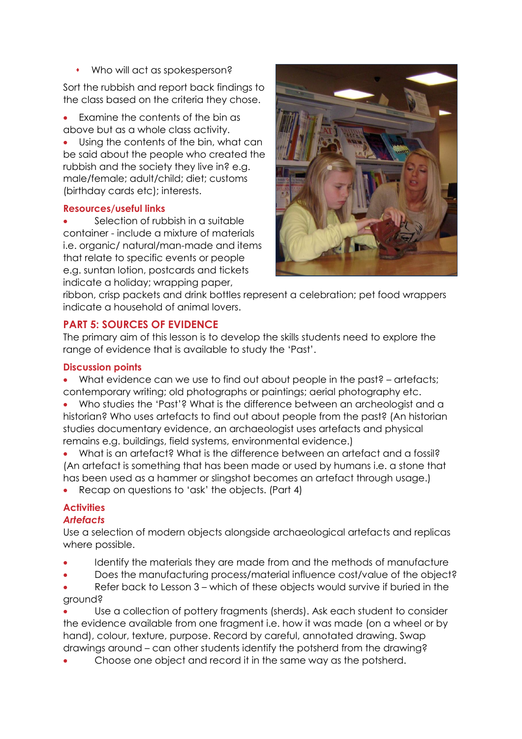- Who will act as spokesperson?

Sort the rubbish and report back findings to the class based on the criteria they chose.

- Examine the contents of the bin as above but as a whole class activity.
- Using the contents of the bin, what can be said about the people who created the rubbish and the society they live in? e.g. male/female; adult/child; diet; customs (birthday cards etc); interests.

### Resources/useful links

- Selection of rubbish in a suitable container - include a mixture of materials i.e. organic/ natural/man-made and items that relate to specific events or people e.g. suntan lotion, postcards and tickets indicate a holiday; wrapping paper, ribbon, crisp packets and drink bottles represent a celebration; pet food wrappers indicate a household of animal lovers.

## PART 5: SOURCES OF EVIDENCE

The primary aim of this lesson is to develop the skills students need to explore the range of evidence that is available to study the 'Past'.

### Discussion points

- What evidence can we use to find out about people in the past? – artefacts; contemporary writing; old photographs or paintings; aerial photography etc.
- Who studies the 'Past'? What is the difference between an archeologist and a historian? Who uses artefacts to find out about people from the past? (An historian studies documentary evidence, an archaeologist uses artefacts and physical remains e.g. buildings, field systems, environmental evidence.)
- What is an artefact? What is the difference between an artefact and a fossil? (An artefact is something that has been made or used by humans i.e. a stone that has been used as a hammer or slingshot becomes an artefact through usage.)
- Recap on questions to 'ask' the objects. (Part 4)

### Activities

#### *Artefacts*

Use a selection of modern objects alongside archaeological artefacts and replicas where possible.

- Identify the materials they are made from and the methods of manufacture
- Does the manufacturing process/material influence cost/value of the object?
- Refer back to Lesson 3 – which of these objects would survive if buried in the ground?
- Use a collection of pottery fragments (sherds). Ask each student to consider the evidence available from one fragment i.e. how it was made (on a wheel or by hand), colour, texture, purpose. Record by careful, annotated drawing. Swap drawings around – can other students identify the potsherd from the drawing?
- Choose one object and record it in the same way as the potsherd.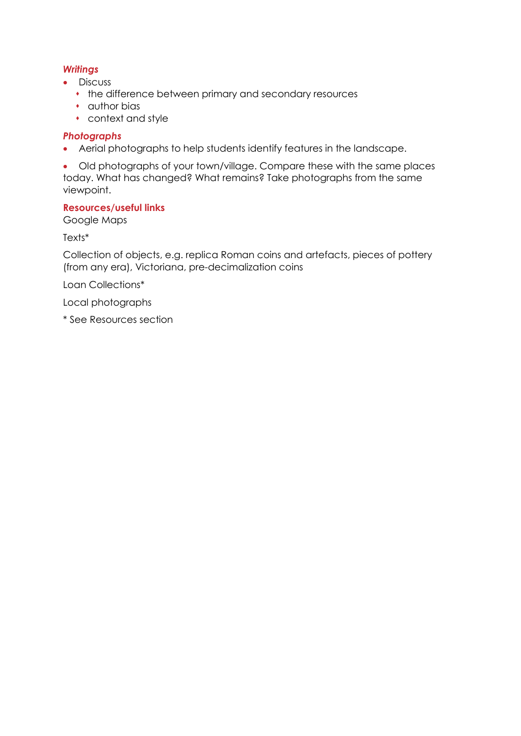***Writings***

- Discuss
  - the difference between primary and secondary resources
  - author bias
  - context and style

***Photographs***

- Aerial photographs to help students identify features in the landscape.
- Old photographs of your town/village. Compare these with the same places today. What has changed? What remains? Take photographs from the same viewpoint.

**Resources/useful links**

Google Maps

Texts*

Collection of objects, e.g. replica Roman coins and artefacts, pieces of pottery (from any era), Victoriana, pre-decimalization coins

Loan Collections*

Local photographs

* See Resources section